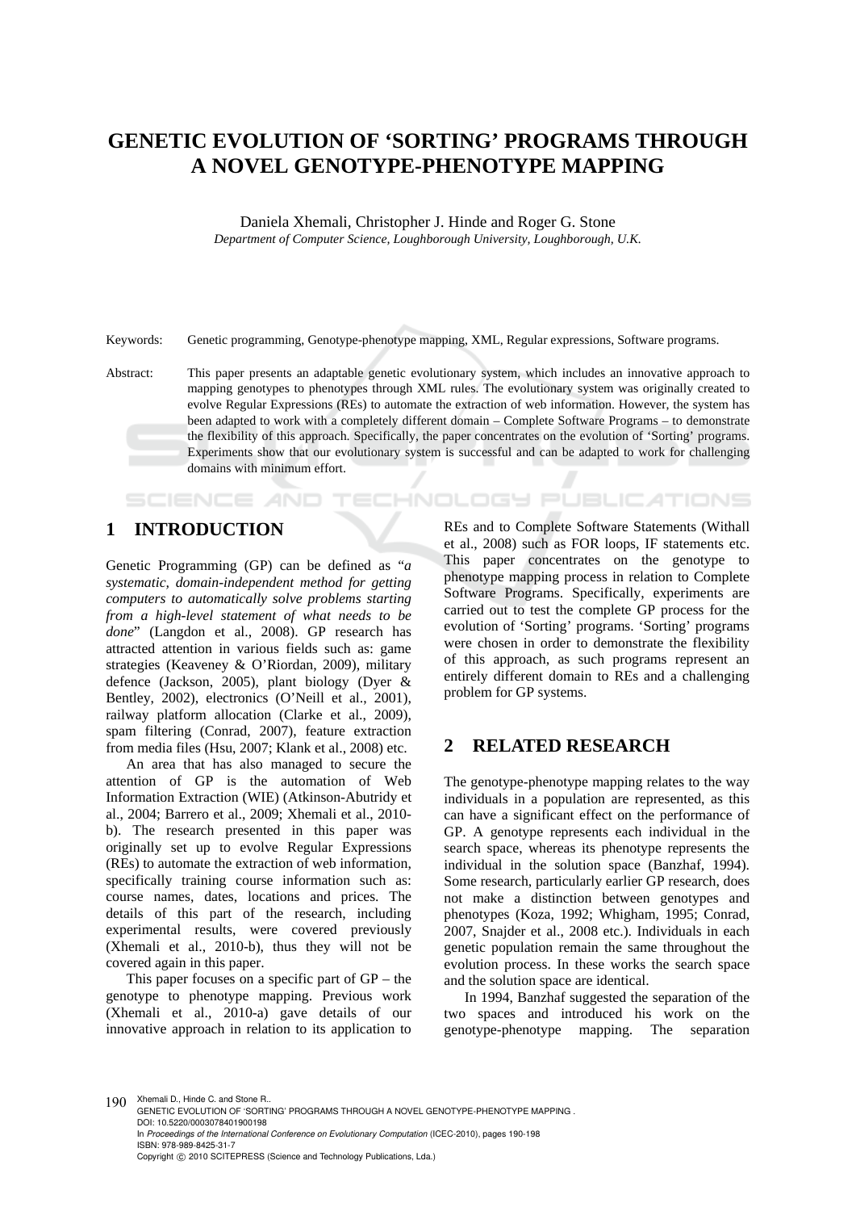# GENETIC EVOLUTION OF 'SORTING' PROGRAMS THROUGH A NOVEL GENOTYPE-PHENOTYPE MAPPING

Daniela Xhemali, Christopher J. Hinde and Roger G. Stone

*Department of Computer Science, Loughborough University, Loughborough, U.K.*

Keywords: Genetic programming, Genotype-phenotype mapping, XML, Regular expressions, Software programs.

Abstract: This paper presents an adaptable genetic evolutionary system, which includes an innovative approach to mapping genotypes to phenotypes through XML rules. The evolutionary system was originally created to evolve Regular Expressions (REs) to automate the extraction of web information. However, the system has been adapted to work with a completely different domain – Complete Software Programs – to demonstrate the flexibility of this approach. Specifically, the paper concentrates on the evolution of 'Sorting' programs. Experiments show that our evolutionary system is successful and can be adapted to work for challenging domains with minimum effort.

## 1 INTRODUCTION

Genetic Programming (GP) can be defined as "*a systematic, domain-independent method for getting computers to automatically solve problems starting from a high-level statement of what needs to be done*" (Langdon et al., 2008). GP research has attracted attention in various fields such as: game strategies (Keaveney & O'Riordan, 2009), military defence (Jackson, 2005), plant biology (Dyer & Bentley, 2002), electronics (O'Neill et al., 2001), railway platform allocation (Clarke et al., 2009), spam filtering (Conrad, 2007), feature extraction from media files (Hsu, 2007; Klank et al., 2008) etc.

An area that has also managed to secure the attention of GP is the automation of Web Information Extraction (WIE) (Atkinson-Abutridy et al., 2004; Barrero et al., 2009; Xhemali et al., 2010-b). The research presented in this paper was originally set up to evolve Regular Expressions (REs) to automate the extraction of web information, specifically training course information such as: course names, dates, locations and prices. The details of this part of the research, including experimental results, were covered previously (Xhemali et al., 2010-b), thus they will not be covered again in this paper.

This paper focuses on a specific part of GP – the genotype to phenotype mapping. Previous work (Xhemali et al., 2010-a) gave details of our innovative approach in relation to its application to REs and to Complete Software Statements (Withall et al., 2008) such as FOR loops, IF statements etc. This paper concentrates on the genotype to phenotype mapping process in relation to Complete Software Programs. Specifically, experiments are carried out to test the complete GP process for the evolution of 'Sorting' programs. 'Sorting' programs were chosen in order to demonstrate the flexibility of this approach, as such programs represent an entirely different domain to REs and a challenging problem for GP systems.

## 2 RELATED RESEARCH

The genotype-phenotype mapping relates to the way individuals in a population are represented, as this can have a significant effect on the performance of GP. A genotype represents each individual in the search space, whereas its phenotype represents the individual in the solution space (Banzhaf, 1994). Some research, particularly earlier GP research, does not make a distinction between genotypes and phenotypes (Koza, 1992; Whigham, 1995; Conrad, 2007, Snajder et al., 2008 etc.). Individuals in each genetic population remain the same throughout the evolution process. In these works the search space and the solution space are identical.

In 1994, Banzhaf suggested the separation of the two spaces and introduced his work on the genotype-phenotype mapping. The separation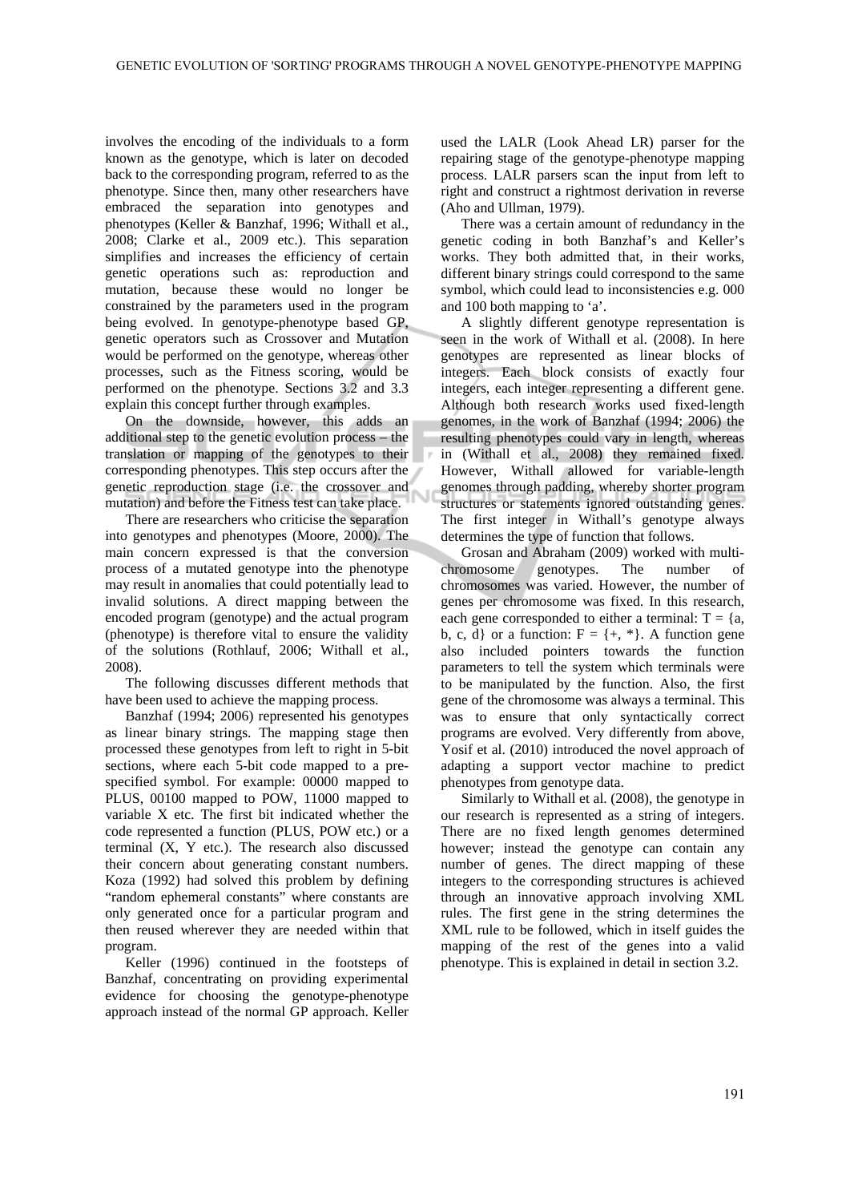involves the encoding of the individuals to a form known as the genotype, which is later on decoded back to the corresponding program, referred to as the phenotype. Since then, many other researchers have embraced the separation into genotypes and phenotypes (Keller & Banzhaf, 1996; Withall et al., 2008; Clarke et al., 2009 etc.). This separation simplifies and increases the efficiency of certain genetic operations such as: reproduction and mutation, because these would no longer be constrained by the parameters used in the program being evolved. In genotype-phenotype based GP, genetic operators such as Crossover and Mutation would be performed on the genotype, whereas other processes, such as the Fitness scoring, would be performed on the phenotype. Sections 3.2 and 3.3 explain this concept further through examples.

On the downside, however, this adds an additional step to the genetic evolution process – the translation or mapping of the genotypes to their corresponding phenotypes. This step occurs after the genetic reproduction stage (i.e. the crossover and mutation) and before the Fitness test can take place.

There are researchers who criticise the separation into genotypes and phenotypes (Moore, 2000). The main concern expressed is that the conversion process of a mutated genotype into the phenotype may result in anomalies that could potentially lead to invalid solutions. A direct mapping between the encoded program (genotype) and the actual program (phenotype) is therefore vital to ensure the validity of the solutions (Rothlauf, 2006; Withall et al., 2008).

The following discusses different methods that have been used to achieve the mapping process.

Banzhaf (1994; 2006) represented his genotypes as linear binary strings. The mapping stage then processed these genotypes from left to right in 5-bit sections, where each 5-bit code mapped to a pre-specified symbol. For example: 00000 mapped to PLUS, 00100 mapped to POW, 11000 mapped to variable X etc. The first bit indicated whether the code represented a function (PLUS, POW etc.) or a terminal (X, Y etc.). The research also discussed their concern about generating constant numbers. Koza (1992) had solved this problem by defining "random ephemeral constants" where constants are only generated once for a particular program and then reused wherever they are needed within that program.

Keller (1996) continued in the footsteps of Banzhaf, concentrating on providing experimental evidence for choosing the genotype-phenotype approach instead of the normal GP approach. Keller used the LALR (Look Ahead LR) parser for the repairing stage of the genotype-phenotype mapping process. LALR parsers scan the input from left to right and construct a rightmost derivation in reverse (Aho and Ullman, 1979).

There was a certain amount of redundancy in the genetic coding in both Banzhaf's and Keller's works. They both admitted that, in their works, different binary strings could correspond to the same symbol, which could lead to inconsistencies e.g. 000 and 100 both mapping to 'a'.

A slightly different genotype representation is seen in the work of Withall et al. (2008). In here genotypes are represented as linear blocks of integers. Each block consists of exactly four integers, each integer representing a different gene. Although both research works used fixed-length genomes, in the work of Banzhaf (1994; 2006) the resulting phenotypes could vary in length, whereas in (Withall et al., 2008) they remained fixed. However, Withall allowed for variable-length genomes through padding, whereby shorter program structures or statements ignored outstanding genes. The first integer in Withall's genotype always determines the type of function that follows.

Grosan and Abraham (2009) worked with multi-chromosome genotypes. The number of chromosomes was varied. However, the number of genes per chromosome was fixed. In this research, each gene corresponded to either a terminal: $T = \{a, b, c, d\}$ or a function: $F = \{+, *\}$. A function gene also included pointers towards the function parameters to tell the system which terminals were to be manipulated by the function. Also, the first gene of the chromosome was always a terminal. This was to ensure that only syntactically correct programs are evolved. Very differently from above, Yosif et al. (2010) introduced the novel approach of adapting a support vector machine to predict phenotypes from genotype data.

Similarly to Withall et al. (2008), the genotype in our research is represented as a string of integers. There are no fixed length genomes determined however; instead the genotype can contain any number of genes. The direct mapping of these integers to the corresponding structures is achieved through an innovative approach involving XML rules. The first gene in the string determines the XML rule to be followed, which in itself guides the mapping of the rest of the genes into a valid phenotype. This is explained in detail in section 3.2.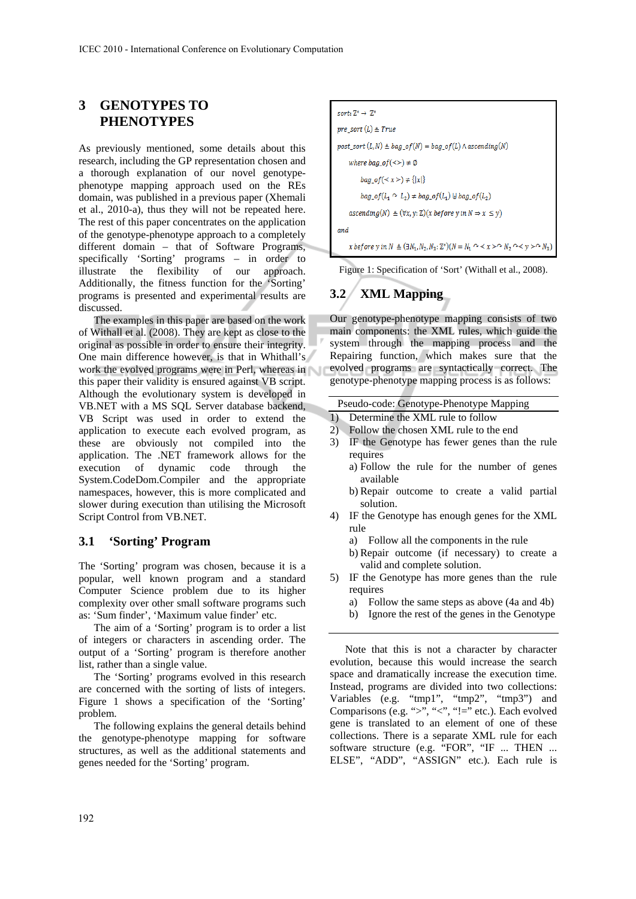## 3 GENOTYPES TO PHENOTYPES

As previously mentioned, some details about this research, including the GP representation chosen and a thorough explanation of our novel genotype-phenotype mapping approach used on the REs domain, was published in a previous paper (Xhemali et al., 2010-a), thus they will not be repeated here. The rest of this paper concentrates on the application of the genotype-phenotype approach to a completely different domain – that of Software Programs, specifically 'Sorting' programs – in order to illustrate the flexibility of our approach. Additionally, the fitness function for the 'Sorting' programs is presented and experimental results are discussed.

The examples in this paper are based on the work of Withall et al. (2008). They are kept as close to the original as possible in order to ensure their integrity. One main difference however, is that in Whithall's work the evolved programs were in Perl, whereas in this paper their validity is ensured against VB script. Although the evolutionary system is developed in VB.NET with a MS SQL Server database backend, VB Script was used in order to extend the application to execute each evolved program, as these are obviously not compiled into the application. The .NET framework allows for the execution of dynamic code through the System.CodeDom.Compiler and the appropriate namespaces, however, this is more complicated and slower during execution than utilising the Microsoft Script Control from VB.NET.

### 3.1 'Sorting' Program

The 'Sorting' program was chosen, because it is a popular, well known program and a standard Computer Science problem due to its higher complexity over other small software programs such as: 'Sum finder', 'Maximum value finder' etc.

The aim of a 'Sorting' program is to order a list of integers or characters in ascending order. The output of a 'Sorting' program is therefore another list, rather than a single value.

The 'Sorting' programs evolved in this research are concerned with the sorting of lists of integers. Figure 1 shows a specification of the 'Sorting' problem.

The following explains the general details behind the genotype-phenotype mapping for software structures, as well as the additional statements and genes needed for the 'Sorting' program.

$$sort: \mathbb{Z}^* \rightarrow \mathbb{Z}^*$$

$$pre\_sort\,(L) \triangleq True$$

$$post\_sort\,(L,N) \triangleq bag\_of(N) = bag\_of(L) \wedge ascending(N)$$

$$\text{where } bag\_of(<>) \neq \emptyset$$

$$bag\_of(<x>) \neq \{|x|\}$$

$$bag\_of(L_1 \frown L_2) \neq bag\_of(L_1) \uplus bag\_of(L_2)$$

$$ascending(N) \triangleq (\forall x,y:\mathbb{Z})(x \text{ before } y \text{ in } N \Rightarrow x \leq y)$$

$$and$$

$$x \text{ before } y \text{ in } N \triangleq (\exists N_1,N_2,N_3:\mathbb{Z}^*)(N = N_1 \frown <x> \frown N_2 \frown <y> \frown N_3)$$

Figure 1: Specification of 'Sort' (Withall et al., 2008).

### 3.2 XML Mapping

Our genotype-phenotype mapping consists of two main components: the XML rules, which guide the system through the mapping process and the Repairing function, which makes sure that the evolved programs are syntactically correct. The genotype-phenotype mapping process is as follows:

**Pseudo-code: Genotype-Phenotype Mapping**

1) Determine the XML rule to follow
2) Follow the chosen XML rule to the end
3) IF the Genotype has fewer genes than the rule requires
   a) Follow the rule for the number of genes available
   b) Repair outcome to create a valid partial solution.
4) IF the Genotype has enough genes for the XML rule
   a) Follow all the components in the rule
   b) Repair outcome (if necessary) to create a valid and complete solution.
5) IF the Genotype has more genes than the rule requires
   a) Follow the same steps as above (4a and 4b)
   b) Ignore the rest of the genes in the Genotype

Note that this is not a character by character evolution, because this would increase the search space and dramatically increase the execution time. Instead, programs are divided into two collections: Variables (e.g. "tmp1", "tmp2", "tmp3") and Comparisons (e.g. ">", "<", "!=" etc.). Each evolved gene is translated to an element of one of these collections. There is a separate XML rule for each software structure (e.g. "FOR", "IF ... THEN ... ELSE", "ADD", "ASSIGN" etc.). Each rule is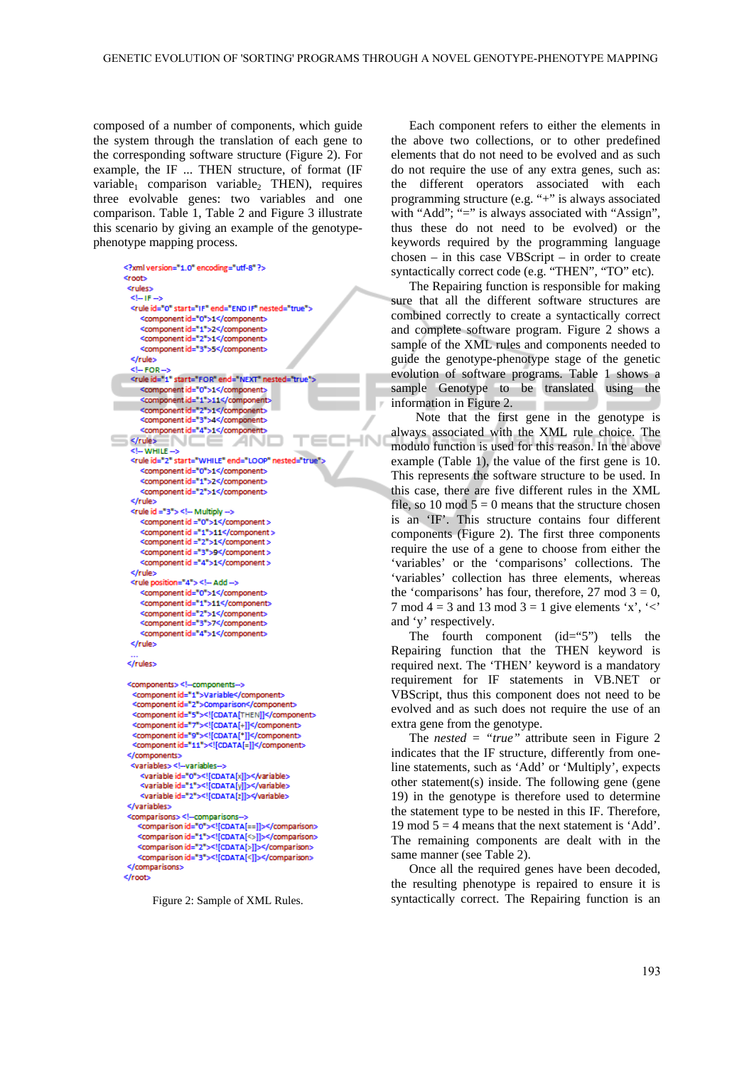composed of a number of components, which guide the system through the translation of each gene to the corresponding software structure (Figure 2). For example, the IF ... THEN structure, of format (IF $variable_1$ comparison $variable_2$ THEN), requires three evolvable genes: two variables and one comparison. Table 1, Table 2 and Figure 3 illustrate this scenario by giving an example of the genotype-phenotype mapping process.

```xml
<?xml version="1.0" encoding="utf-8" ?>
<root>
 <rules>
  <!-- IF -->
  <rule id="0" start="IF" end="END IF" nested="true">
     <component id="0">1</component>
     <component id="1">2</component>
     <component id="2">1</component>
     <component id="3">5</component>
  </rule>
  <!-- FOR -->
  <rule id="1" start="FOR" end="NEXT" nested="true">
     <component id="0">1</component>
     <component id="1">11</component>
     <component id="2">1</component>
     <component id="3">4</component>
     <component id="4">1</component>
  </rule>
  <!-- WHILE -->
  <rule id="2" start="WHILE" end="LOOP" nested="true">
     <component id="0">1</component>
     <component id="1">2</component>
     <component id="2">1</component>
  </rule>
  <rule id ="3"> <!-- Multiply -->
     <component id ="0">1</component >
     <component id ="1">11</component >
     <component id ="2">1</component >
     <component id ="3">9</component >
     <component id ="4">1</component >
  </rule>
  <rule position="4"> <!-- Add -->
     <component id="0">1</component>
     <component id="1">11</component>
     <component id="2">1</component>
     <component id="3">7</component>
     <component id="4">1</component>
  </rule>
  ...
 </rules>

 <components> <!--components-->
   <component id="1">Variable</component>
   <component id="2">Comparison</component>
   <component id="5"><![CDATA[THEN]]></component>
   <component id="7"><![CDATA[+]]></component>
   <component id="9"><![CDATA[*]]></component>
   <component id="11"><![CDATA[=]]></component>
 </components>
 <variables> <!--variables-->
     <variable id="0"><![CDATA[x]]></variable>
     <variable id="1"><![CDATA[y]]></variable>
     <variable id="2"><![CDATA[z]]></variable>
 </variables>
 <comparisons> <!--comparisons-->
     <comparison id="0"><![CDATA[==]]></comparison>
     <comparison id="1"><![CDATA[<>]]></comparison>
     <comparison id="2"><![CDATA[>]]></comparison>
     <comparison id="3"><![CDATA[<]]></comparison>
 </comparisons>
</root>
```

Figure 2: Sample of XML Rules.

Each component refers to either the elements in the above two collections, or to other predefined elements that do not need to be evolved and as such do not require the use of any extra genes, such as: the different operators associated with each programming structure (e.g. "+" is always associated with "Add"; "=" is always associated with "Assign", thus these do not need to be evolved) or the keywords required by the programming language chosen – in this case VBScript – in order to create syntactically correct code (e.g. "THEN", "TO" etc).

The Repairing function is responsible for making sure that all the different software structures are combined correctly to create a syntactically correct and complete software program. Figure 2 shows a sample of the XML rules and components needed to guide the genotype-phenotype stage of the genetic evolution of software programs. Table 1 shows a sample Genotype to be translated using the information in Figure 2.

Note that the first gene in the genotype is always associated with the XML rule choice. The modulo function is used for this reason. In the above example (Table 1), the value of the first gene is 10. This represents the software structure to be used. In this case, there are five different rules in the XML file, so 10 mod 5 = 0 means that the structure chosen is an 'IF'. This structure contains four different components (Figure 2). The first three components require the use of a gene to choose from either the 'variables' or the 'comparisons' collections. The 'variables' collection has three elements, whereas the 'comparisons' has four, therefore, 27 mod 3 = 0, 7 mod 4 = 3 and 13 mod 3 = 1 give elements 'x', '<' and 'y' respectively.

The fourth component (id="5") tells the Repairing function that the THEN keyword is required next. The 'THEN' keyword is a mandatory requirement for IF statements in VB.NET or VBScript, thus this component does not need to be evolved and as such does not require the use of an extra gene from the genotype.

The *nested = "true"* attribute seen in Figure 2 indicates that the IF structure, differently from one-line statements, such as 'Add' or 'Multiply', expects other statement(s) inside. The following gene (gene 19) in the genotype is therefore used to determine the statement type to be nested in this IF. Therefore, 19 mod 5 = 4 means that the next statement is 'Add'. The remaining components are dealt with in the same manner (see Table 2).

Once all the required genes have been decoded, the resulting phenotype is repaired to ensure it is syntactically correct. The Repairing function is an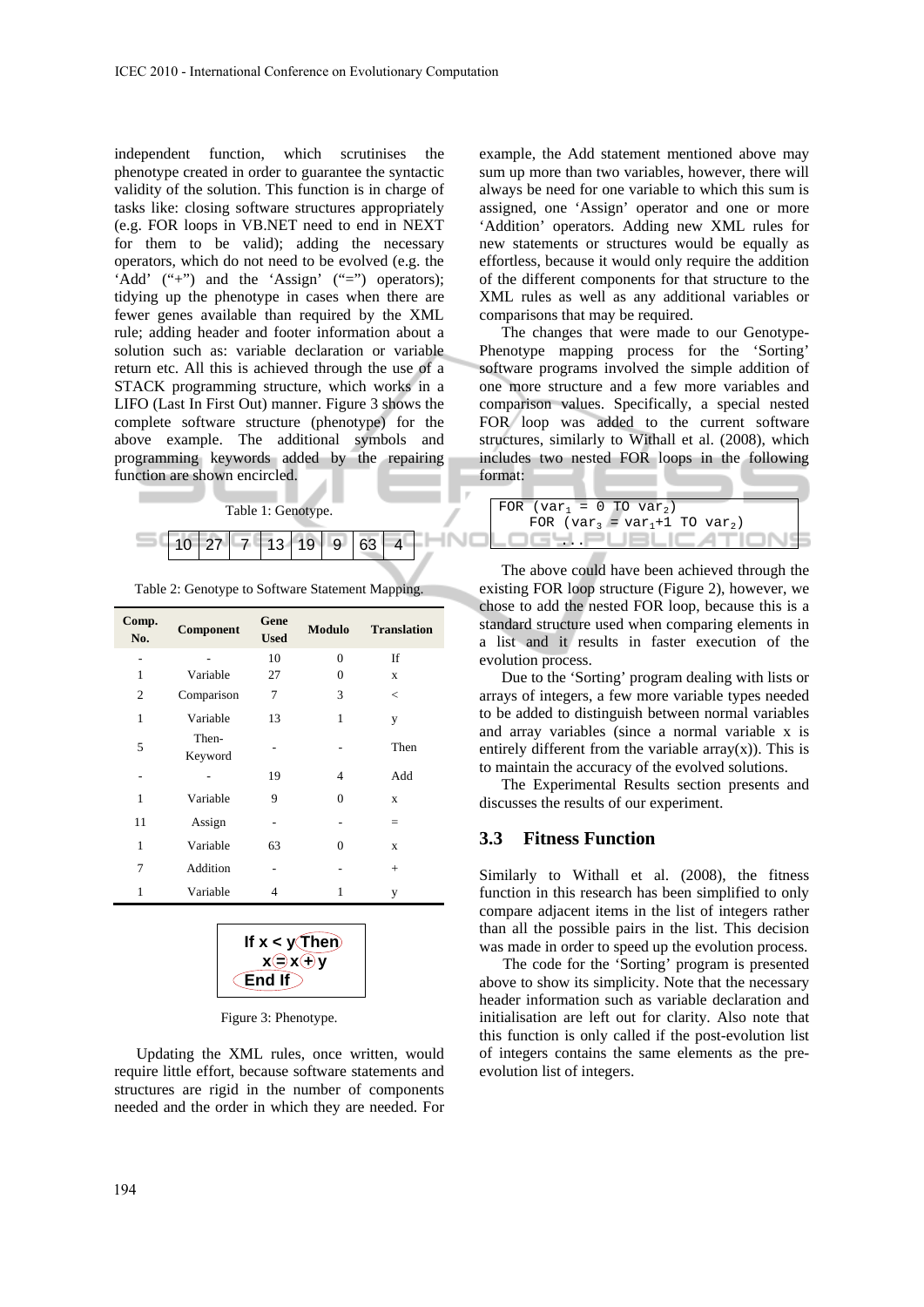independent function, which scrutinises the phenotype created in order to guarantee the syntactic validity of the solution. This function is in charge of tasks like: closing software structures appropriately (e.g. FOR loops in VB.NET need to end in NEXT for them to be valid); adding the necessary operators, which do not need to be evolved (e.g. the 'Add' ("+") and the 'Assign' ("=") operators); tidying up the phenotype in cases when there are fewer genes available than required by the XML rule; adding header and footer information about a solution such as: variable declaration or variable return etc. All this is achieved through the use of a STACK programming structure, which works in a LIFO (Last In First Out) manner. Figure 3 shows the complete software structure (phenotype) for the above example. The additional symbols and programming keywords added by the repairing function are shown encircled.

Table 1: Genotype.

| 10 | 27 | 7 | 13 | 19 | 9 | 63 | 4 |
|---|---|---|---|---|---|---|---|

Table 2: Genotype to Software Statement Mapping.

| Comp. No. | Component | Gene Used | Modulo | Translation |
|---|---|---|---|---|
| - | - | 10 | 0 | If |
| 1 | Variable | 27 | 0 | x |
| 2 | Comparison | 7 | 3 | < |
| 1 | Variable | 13 | 1 | y |
| 5 | Then-Keyword | - | - | Then |
| - | - | 19 | 4 | Add |
| 1 | Variable | 9 | 0 | x |
| 11 | Assign | - | - | = |
| 1 | Variable | 63 | 0 | x |
| 7 | Addition | - | - | + |
| 1 | Variable | 4 | 1 | y |

```
If x < y Then
  x = x + y
End If
```

Figure 3: Phenotype.

Updating the XML rules, once written, would require little effort, because software statements and structures are rigid in the number of components needed and the order in which they are needed. For example, the Add statement mentioned above may sum up more than two variables, however, there will always be need for one variable to which this sum is assigned, one 'Assign' operator and one or more 'Addition' operators. Adding new XML rules for new statements or structures would be equally as effortless, because it would only require the addition of the different components for that structure to the XML rules as well as any additional variables or comparisons that may be required.

The changes that were made to our Genotype-Phenotype mapping process for the 'Sorting' software programs involved the simple addition of one more structure and a few more variables and comparison values. Specifically, a special nested FOR loop was added to the current software structures, similarly to Withall et al. (2008), which includes two nested FOR loops in the following format:

```
FOR (var1 = 0 TO var2)
    FOR (var3 = var1+1 TO var2)
        ...
```

The above could have been achieved through the existing FOR loop structure (Figure 2), however, we chose to add the nested FOR loop, because this is a standard structure used when comparing elements in a list and it results in faster execution of the evolution process.

Due to the 'Sorting' program dealing with lists or arrays of integers, a few more variable types needed to be added to distinguish between normal variables and array variables (since a normal variable x is entirely different from the variable array(x)). This is to maintain the accuracy of the evolved solutions.

The Experimental Results section presents and discusses the results of our experiment.

### 3.3 Fitness Function

Similarly to Withall et al. (2008), the fitness function in this research has been simplified to only compare adjacent items in the list of integers rather than all the possible pairs in the list. This decision was made in order to speed up the evolution process.

The code for the 'Sorting' program is presented above to show its simplicity. Note that the necessary header information such as variable declaration and initialisation are left out for clarity. Also note that this function is only called if the post-evolution list of integers contains the same elements as the pre-evolution list of integers.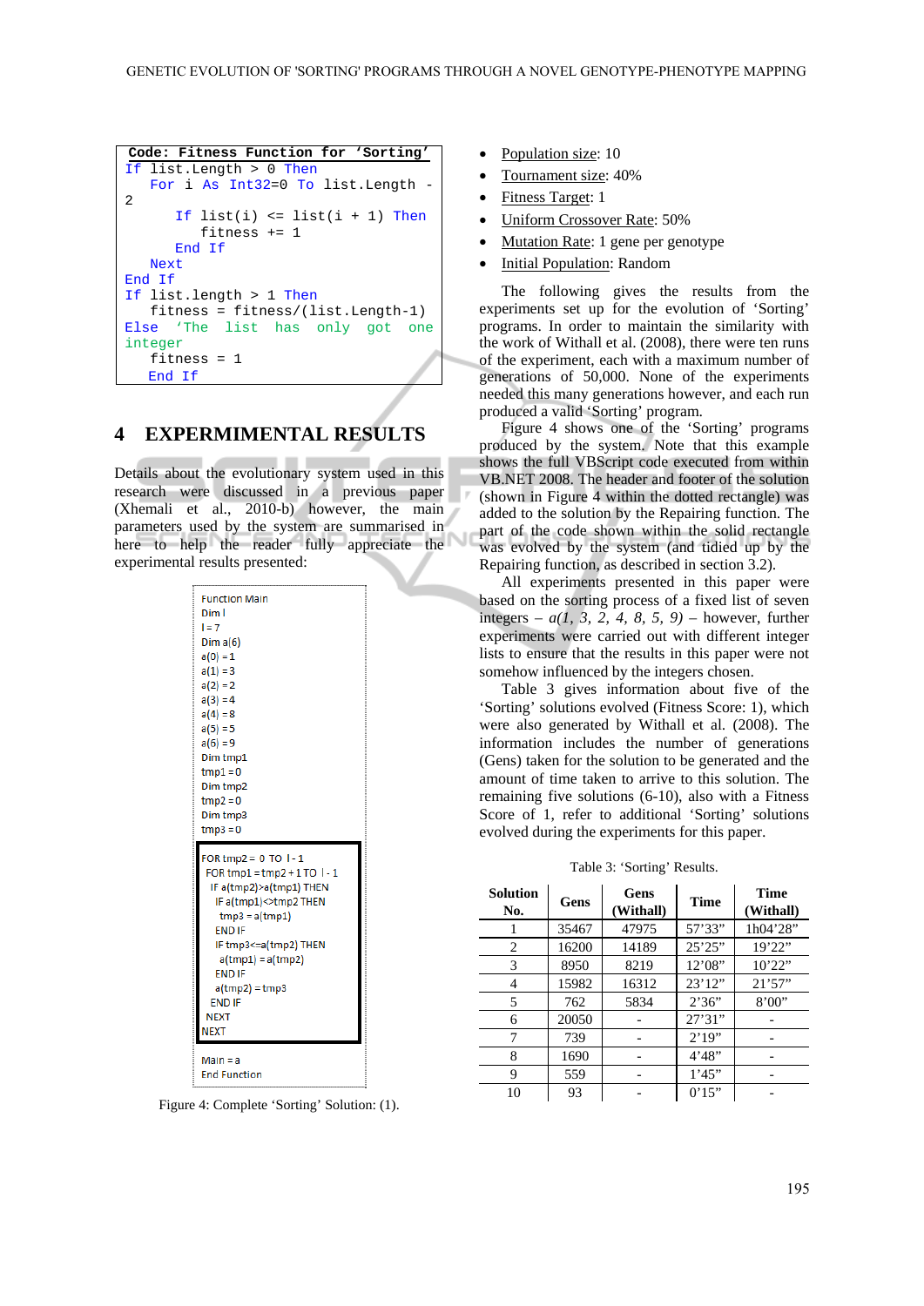```
Code: Fitness Function for 'Sorting'
If list.Length > 0 Then
   For i As Int32=0 To list.Length - 2
      If list(i) <= list(i + 1) Then
         fitness += 1
      End If
   Next
End If
If list.length > 1 Then
   fitness = fitness/(list.Length-1)
Else 'The list has only got one integer
   fitness = 1
End If
```

## 4 EXPERMIMENTAL RESULTS

Details about the evolutionary system used in this research were discussed in a previous paper (Xhemali et al., 2010-b) however, the main parameters used by the system are summarised in here to help the reader fully appreciate the experimental results presented:

```
Function Main
Dim l
l = 7
Dim a(6)
a(0) = 1
a(1) = 3
a(2) = 2
a(3) = 4
a(4) = 8
a(5) = 5
a(6) = 9
Dim tmp1
tmp1 = 0
Dim tmp2
tmp2 = 0
Dim tmp3
tmp3 = 0

FOR tmp2 = 0 TO l - 1
 FOR tmp1 = tmp2 + 1 TO l - 1
  IF a(tmp2)>a(tmp1) THEN
   IF a(tmp1)<>tmp2 THEN
    tmp3 = a(tmp1)
   END IF
   IF tmp3<=a(tmp2) THEN
    a(tmp1) = a(tmp2)
   END IF
   a(tmp2) = tmp3
  END IF
 NEXT
NEXT

Main = a
End Function
```

Figure 4: Complete 'Sorting' Solution: (1).

- Population size: 10
- Tournament size: 40%
- Fitness Target: 1
- Uniform Crossover Rate: 50%
- Mutation Rate: 1 gene per genotype
- Initial Population: Random

The following gives the results from the experiments set up for the evolution of 'Sorting' programs. In order to maintain the similarity with the work of Withall et al. (2008), there were ten runs of the experiment, each with a maximum number of generations of 50,000. None of the experiments needed this many generations however, and each run produced a valid 'Sorting' program.

Figure 4 shows one of the 'Sorting' programs produced by the system. Note that this example shows the full VBScript code executed from within VB.NET 2008. The header and footer of the solution (shown in Figure 4 within the dotted rectangle) was added to the solution by the Repairing function. The part of the code shown within the solid rectangle was evolved by the system (and tidied up by the Repairing function, as described in section 3.2).

All experiments presented in this paper were based on the sorting process of a fixed list of seven integers – *a(1, 3, 2, 4, 8, 5, 9)* – however, further experiments were carried out with different integer lists to ensure that the results in this paper were not somehow influenced by the integers chosen.

Table 3 gives information about five of the 'Sorting' solutions evolved (Fitness Score: 1), which were also generated by Withall et al. (2008). The information includes the number of generations (Gens) taken for the solution to be generated and the amount of time taken to arrive to this solution. The remaining five solutions (6-10), also with a Fitness Score of 1, refer to additional 'Sorting' solutions evolved during the experiments for this paper.

Table 3: 'Sorting' Results.

| Solution No. | Gens | Gens (Withall) | Time | Time (Withall) |
|---|---|---|---|---|
| 1 | 35467 | 47975 | 57'33" | 1h04'28" |
| 2 | 16200 | 14189 | 25'25" | 19'22" |
| 3 | 8950 | 8219 | 12'08" | 10'22" |
| 4 | 15982 | 16312 | 23'12" | 21'57" |
| 5 | 762 | 5834 | 2'36" | 8'00" |
| 6 | 20050 | - | 27'31" | - |
| 7 | 739 | - | 2'19" | - |
| 8 | 1690 | - | 4'48" | - |
| 9 | 559 | - | 1'45" | - |
| 10 | 93 | - | 0'15" | - |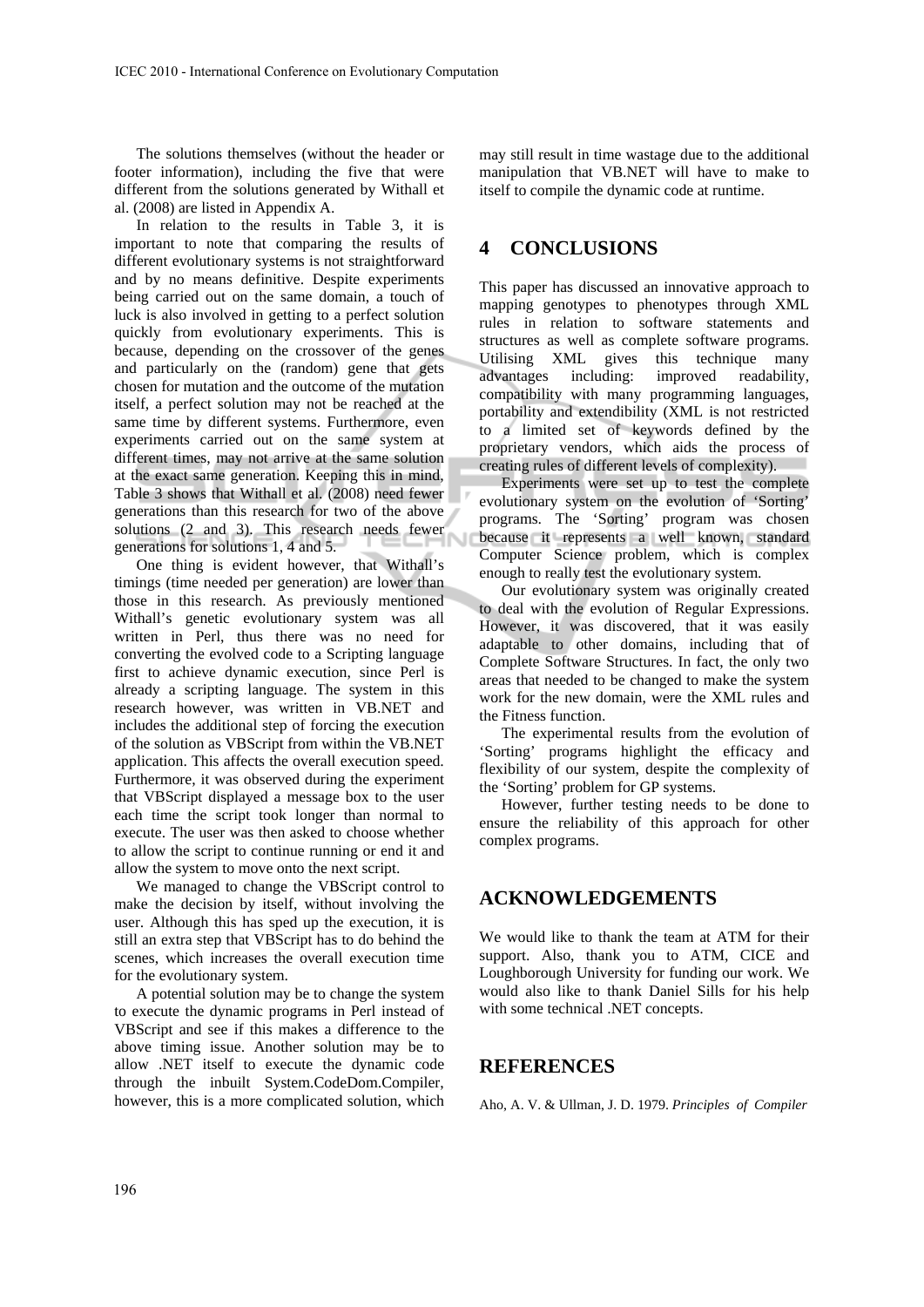The solutions themselves (without the header or footer information), including the five that were different from the solutions generated by Withall et al. (2008) are listed in Appendix A.

In relation to the results in Table 3, it is important to note that comparing the results of different evolutionary systems is not straightforward and by no means definitive. Despite experiments being carried out on the same domain, a touch of luck is also involved in getting to a perfect solution quickly from evolutionary experiments. This is because, depending on the crossover of the genes and particularly on the (random) gene that gets chosen for mutation and the outcome of the mutation itself, a perfect solution may not be reached at the same time by different systems. Furthermore, even experiments carried out on the same system at different times, may not arrive at the same solution at the exact same generation. Keeping this in mind, Table 3 shows that Withall et al. (2008) need fewer generations than this research for two of the above solutions (2 and 3). This research needs fewer generations for solutions 1, 4 and 5.

One thing is evident however, that Withall's timings (time needed per generation) are lower than those in this research. As previously mentioned Withall's genetic evolutionary system was all written in Perl, thus there was no need for converting the evolved code to a Scripting language first to achieve dynamic execution, since Perl is already a scripting language. The system in this research however, was written in VB.NET and includes the additional step of forcing the execution of the solution as VBScript from within the VB.NET application. This affects the overall execution speed. Furthermore, it was observed during the experiment that VBScript displayed a message box to the user each time the script took longer than normal to execute. The user was then asked to choose whether to allow the script to continue running or end it and allow the system to move onto the next script.

We managed to change the VBScript control to make the decision by itself, without involving the user. Although this has sped up the execution, it is still an extra step that VBScript has to do behind the scenes, which increases the overall execution time for the evolutionary system.

A potential solution may be to change the system to execute the dynamic programs in Perl instead of VBScript and see if this makes a difference to the above timing issue. Another solution may be to allow .NET itself to execute the dynamic code through the inbuilt System.CodeDom.Compiler, however, this is a more complicated solution, which may still result in time wastage due to the additional manipulation that VB.NET will have to make to itself to compile the dynamic code at runtime.

## 4 CONCLUSIONS

This paper has discussed an innovative approach to mapping genotypes to phenotypes through XML rules in relation to software statements and structures as well as complete software programs. Utilising XML gives this technique many advantages including: improved readability, compatibility with many programming languages, portability and extendibility (XML is not restricted to a limited set of keywords defined by the proprietary vendors, which aids the process of creating rules of different levels of complexity).

Experiments were set up to test the complete evolutionary system on the evolution of 'Sorting' programs. The 'Sorting' program was chosen because it represents a well known, standard Computer Science problem, which is complex enough to really test the evolutionary system.

Our evolutionary system was originally created to deal with the evolution of Regular Expressions. However, it was discovered, that it was easily adaptable to other domains, including that of Complete Software Structures. In fact, the only two areas that needed to be changed to make the system work for the new domain, were the XML rules and the Fitness function.

The experimental results from the evolution of 'Sorting' programs highlight the efficacy and flexibility of our system, despite the complexity of the 'Sorting' problem for GP systems.

However, further testing needs to be done to ensure the reliability of this approach for other complex programs.

## ACKNOWLEDGEMENTS

We would like to thank the team at ATM for their support. Also, thank you to ATM, CICE and Loughborough University for funding our work. We would also like to thank Daniel Sills for his help with some technical .NET concepts.

## REFERENCES

Aho, A. V. & Ullman, J. D. 1979. *Principles of Compiler*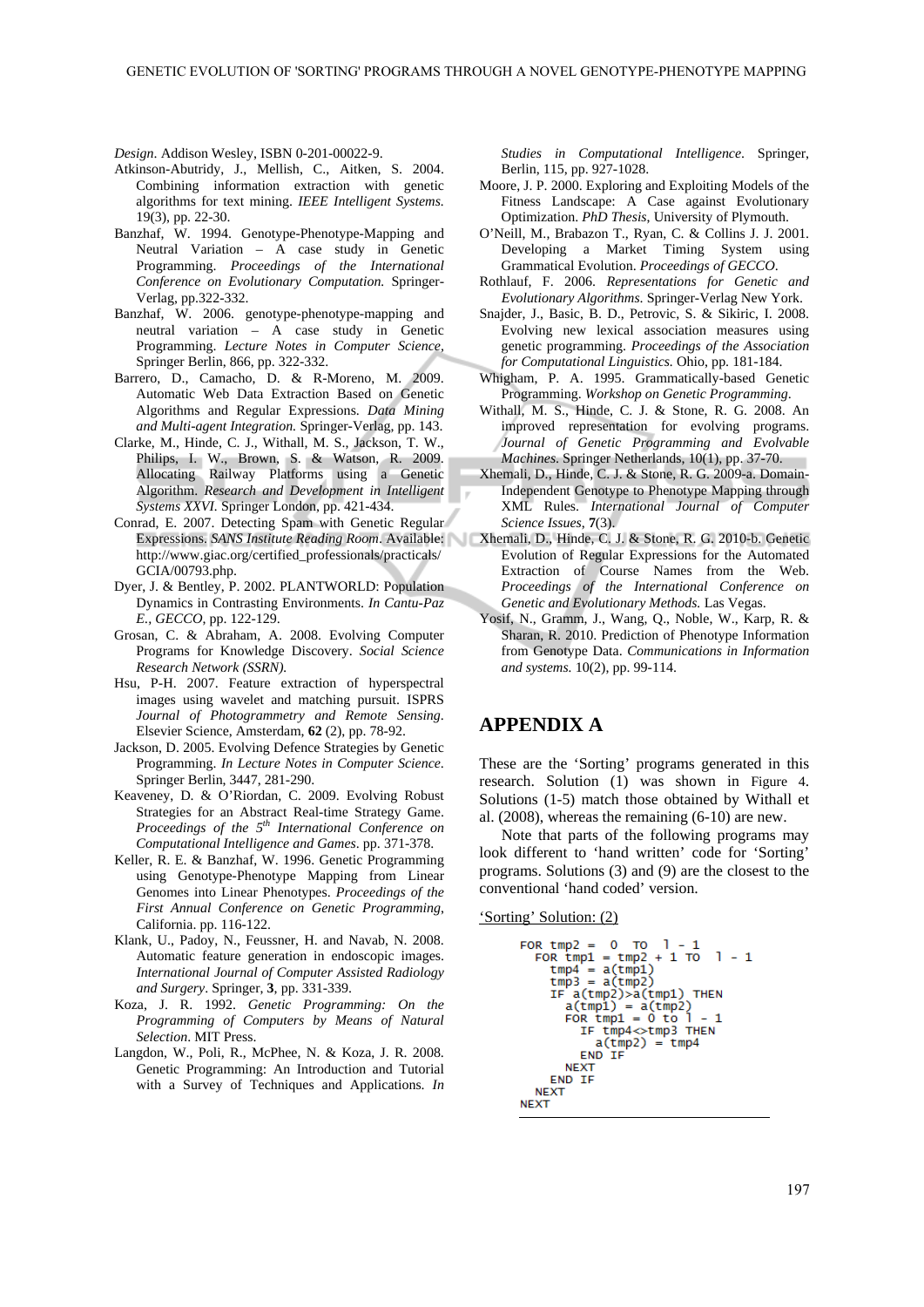*Design*. Addison Wesley, ISBN 0-201-00022-9.

Atkinson-Abutridy, J., Mellish, C., Aitken, S. 2004. Combining information extraction with genetic algorithms for text mining. *IEEE Intelligent Systems.* 19(3), pp. 22-30.

Banzhaf, W. 1994. Genotype-Phenotype-Mapping and Neutral Variation – A case study in Genetic Programming. *Proceedings of the International Conference on Evolutionary Computation.* Springer-Verlag, pp.322-332.

Banzhaf, W. 2006. genotype-phenotype-mapping and neutral variation – A case study in Genetic Programming. *Lecture Notes in Computer Science*, Springer Berlin, 866, pp. 322-332.

Barrero, D., Camacho, D. & R-Moreno, M. 2009. Automatic Web Data Extraction Based on Genetic Algorithms and Regular Expressions. *Data Mining and Multi-agent Integration.* Springer-Verlag, pp. 143.

Clarke, M., Hinde, C. J., Withall, M. S., Jackson, T. W., Philips, I. W., Brown, S. & Watson, R. 2009. Allocating Railway Platforms using a Genetic Algorithm. *Research and Development in Intelligent Systems XXVI.* Springer London, pp. 421-434.

Conrad, E. 2007. Detecting Spam with Genetic Regular Expressions. *SANS Institute Reading Room*. Available: http://www.giac.org/certified_professionals/practicals/GCIA/00793.php.

Dyer, J. & Bentley, P. 2002. PLANTWORLD: Population Dynamics in Contrasting Environments. *In Cantu-Paz E., GECCO*, pp. 122-129.

Grosan, C. & Abraham, A. 2008. Evolving Computer Programs for Knowledge Discovery. *Social Science Research Network (SSRN).*

Hsu, P-H. 2007. Feature extraction of hyperspectral images using wavelet and matching pursuit. ISPRS *Journal of Photogrammetry and Remote Sensing*. Elsevier Science, Amsterdam, **62** (2), pp. 78-92.

Jackson, D. 2005. Evolving Defence Strategies by Genetic Programming. *In Lecture Notes in Computer Science.* Springer Berlin, 3447, 281-290.

Keaveney, D. & O'Riordan, C. 2009. Evolving Robust Strategies for an Abstract Real-time Strategy Game. *Proceedings of the 5th International Conference on Computational Intelligence and Games*. pp. 371-378.

Keller, R. E. & Banzhaf, W. 1996. Genetic Programming using Genotype-Phenotype Mapping from Linear Genomes into Linear Phenotypes. *Proceedings of the First Annual Conference on Genetic Programming*, California. pp. 116-122.

Klank, U., Padoy, N., Feussner, H. and Navab, N. 2008. Automatic feature generation in endoscopic images. *International Journal of Computer Assisted Radiology and Surgery*. Springer, **3**, pp. 331-339.

Koza, J. R. 1992. *Genetic Programming: On the Programming of Computers by Means of Natural Selection*. MIT Press.

Langdon, W., Poli, R., McPhee, N. & Koza, J. R. 2008. Genetic Programming: An Introduction and Tutorial with a Survey of Techniques and Applications. *In Studies in Computational Intelligence.* Springer, Berlin, 115, pp. 927-1028.

Moore, J. P. 2000. Exploring and Exploiting Models of the Fitness Landscape: A Case against Evolutionary Optimization. *PhD Thesis*, University of Plymouth.

O'Neill, M., Brabazon T., Ryan, C. & Collins J. J. 2001. Developing a Market Timing System using Grammatical Evolution. *Proceedings of GECCO*.

Rothlauf, F. 2006. *Representations for Genetic and Evolutionary Algorithms*. Springer-Verlag New York.

Snajder, J., Basic, B. D., Petrovic, S. & Sikiric, I. 2008. Evolving new lexical association measures using genetic programming. *Proceedings of the Association for Computational Linguistics.* Ohio, pp. 181-184.

Whigham, P. A. 1995. Grammatically-based Genetic Programming. *Workshop on Genetic Programming*.

Withall, M. S., Hinde, C. J. & Stone, R. G. 2008. An improved representation for evolving programs. *Journal of Genetic Programming and Evolvable Machines.* Springer Netherlands, 10(1), pp. 37-70.

Xhemali, D., Hinde, C. J. & Stone, R. G. 2009-a. Domain-Independent Genotype to Phenotype Mapping through XML Rules. *International Journal of Computer Science Issues*, **7**(3).

Xhemali, D., Hinde, C. J. & Stone, R. G. 2010-b. Genetic Evolution of Regular Expressions for the Automated Extraction of Course Names from the Web. *Proceedings of the International Conference on Genetic and Evolutionary Methods.* Las Vegas.

Yosif, N., Gramm, J., Wang, Q., Noble, W., Karp, R. & Sharan, R. 2010. Prediction of Phenotype Information from Genotype Data. *Communications in Information and systems.* 10(2), pp. 99-114.

## APPENDIX A

These are the 'Sorting' programs generated in this research. Solution (1) was shown in Figure 4. Solutions (1-5) match those obtained by Withall et al. (2008), whereas the remaining (6-10) are new.

Note that parts of the following programs may look different to 'hand written' code for 'Sorting' programs. Solutions (3) and (9) are the closest to the conventional 'hand coded' version.

'Sorting' Solution: (2)

```
FOR tmp2 =  0  TO  l - 1
  FOR tmp1 = tmp2 + 1 TO  l - 1
    tmp4 = a(tmp1)
    tmp3 = a(tmp2)
    IF a(tmp2)>a(tmp1) THEN
      a(tmp1) = a(tmp2)
      FOR tmp1 = 0 to l - 1
        IF tmp4<>tmp3 THEN
          a(tmp2) = tmp4
        END IF
      NEXT
    END IF
  NEXT
NEXT
```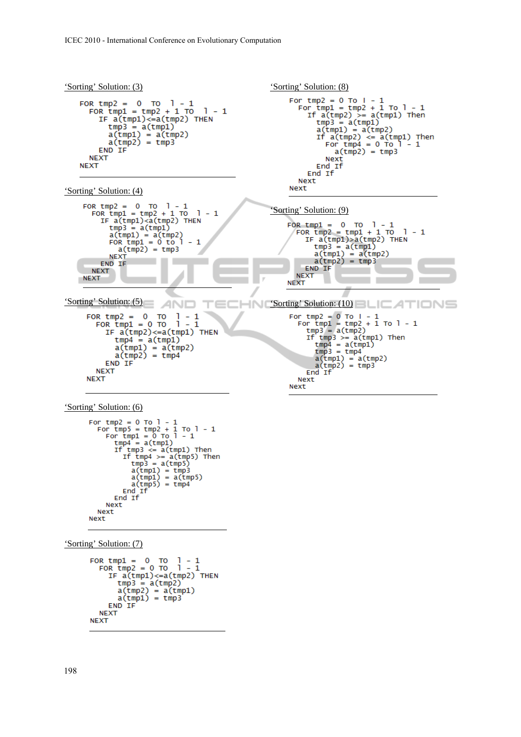'Sorting' Solution: (3)

```
FOR tmp2 =  0  TO  l - 1
  FOR tmp1 = tmp2 + 1 TO  l - 1
    IF a(tmp1)<=a(tmp2) THEN
      tmp3 = a(tmp1)
      a(tmp1) = a(tmp2)
      a(tmp2) = tmp3
    END IF
  NEXT
NEXT
```

'Sorting' Solution: (4)

```
FOR tmp2 =  0  TO  l - 1
  FOR tmp1 = tmp2 + 1 TO  l - 1
    IF a(tmp1)<a(tmp2) THEN
      tmp3 = a(tmp1)
      a(tmp1) = a(tmp2)
      FOR tmp1 = 0 to l - 1
        a(tmp2) = tmp3
      NEXT
    END IF
  NEXT
NEXT
```

'Sorting' Solution: (5)

```
FOR tmp2 =  0  TO  l - 1
  FOR tmp1 = 0 TO  l - 1
    IF a(tmp2)<=a(tmp1) THEN
      tmp4 = a(tmp1)
      a(tmp1) = a(tmp2)
      a(tmp2) = tmp4
    END IF
  NEXT
NEXT
```

'Sorting' Solution: (6)

```
For tmp2 = 0 To l - 1
  For tmp5 = tmp2 + 1 To l - 1
    For tmp1 = 0 To l - 1
      tmp4 = a(tmp1)
      If tmp3 <= a(tmp1) Then
        If tmp4 >= a(tmp5) Then
          tmp3 = a(tmp5)
          a(tmp1) = tmp3
          a(tmp1) = a(tmp5)
          a(tmp5) = tmp4
        End If
      End If
    Next
  Next
Next
```

'Sorting' Solution: (7)

```
FOR tmp1 =  0  TO  l - 1
  FOR tmp2 = 0 TO  l - 1
    IF a(tmp1)<=a(tmp2) THEN
      tmp3 = a(tmp2)
      a(tmp2) = a(tmp1)
      a(tmp1) = tmp3
    END IF
  NEXT
NEXT
```

'Sorting' Solution: (8)

```
For tmp2 = 0 To l - 1
  For tmp1 = tmp2 + 1 To l - 1
    If a(tmp2) >= a(tmp1) Then
      tmp3 = a(tmp1)
      a(tmp1) = a(tmp2)
      If a(tmp2) <= a(tmp1) Then
        For tmp4 = 0 To l - 1
          a(tmp2) = tmp3
        Next
      End If
    End If
  Next
Next
```

'Sorting' Solution: (9)

```
FOR tmp1 =  0  TO  l - 1
  FOR tmp2 = tmp1 + 1 TO  l - 1
    IF a(tmp1)>a(tmp2) THEN
      tmp3 = a(tmp1)
      a(tmp1) = a(tmp2)
      a(tmp2) = tmp3
    END IF
  NEXT
NEXT
```

'Sorting' Solution: (10)

```
For tmp2 = 0 To l - 1
  For tmp1 = tmp2 + 1 To l - 1
    tmp3 = a(tmp2)
    If tmp3 >= a(tmp1) Then
      tmp4 = a(tmp1)
      tmp3 = tmp4
      a(tmp1) = a(tmp2)
      a(tmp2) = tmp3
    End If
  Next
Next
```